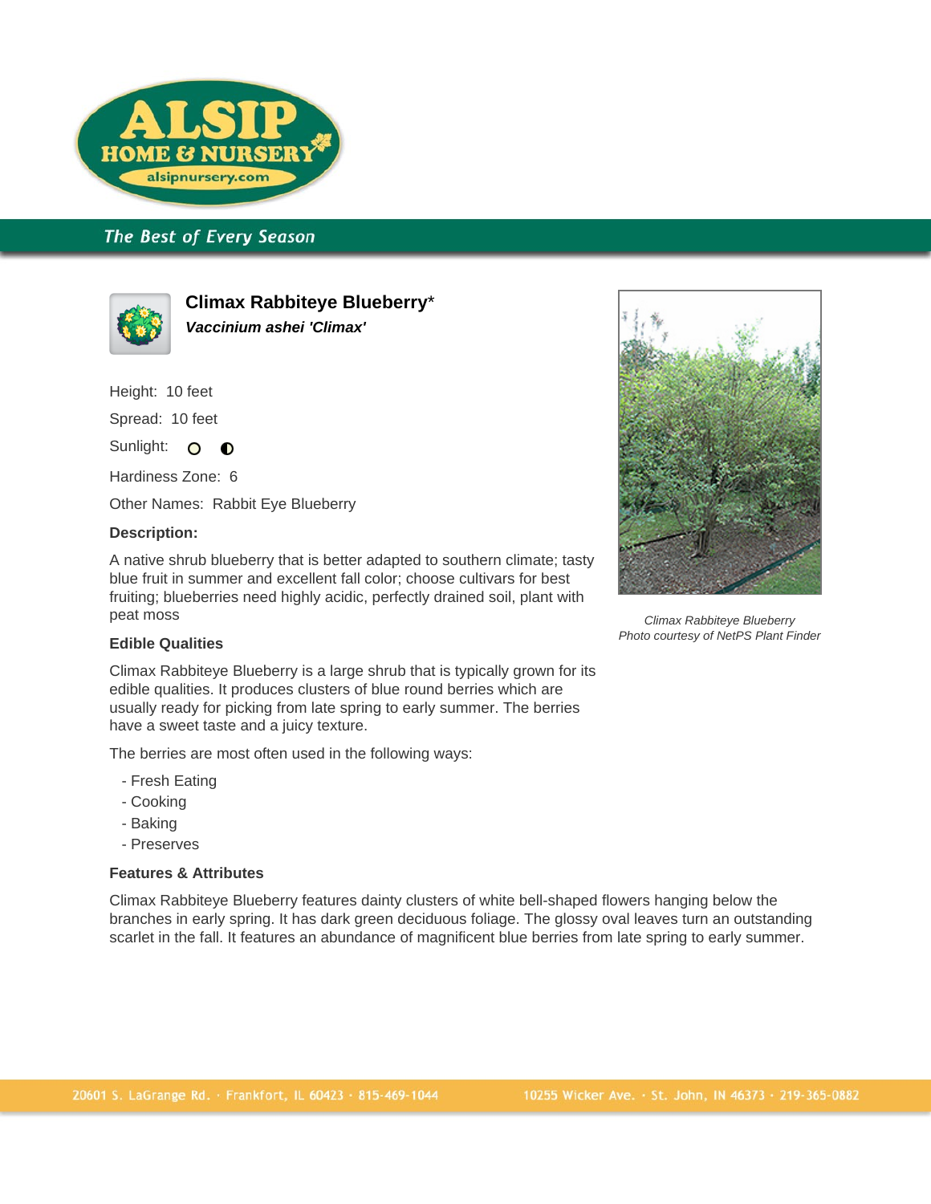# Climax Rabbiteye Blueberry*

***Vaccinium ashei 'Climax'***

Height: 10 feet

Spread: 10 feet

Sunlight:

Hardiness Zone: 6

Other Names: Rabbit Eye Blueberry

**Description:**

A native shrub blueberry that is better adapted to southern climate; tasty blue fruit in summer and excellent fall color; choose cultivars for best fruiting; blueberries need highly acidic, perfectly drained soil, plant with peat moss

*Climax Rabbiteye Blueberry*
*Photo courtesy of NetPS Plant Finder*

**Edible Qualities**

Climax Rabbiteye Blueberry is a large shrub that is typically grown for its edible qualities. It produces clusters of blue round berries which are usually ready for picking from late spring to early summer. The berries have a sweet taste and a juicy texture.

The berries are most often used in the following ways:

- Fresh Eating
- Cooking
- Baking
- Preserves

**Features & Attributes**

Climax Rabbiteye Blueberry features dainty clusters of white bell-shaped flowers hanging below the branches in early spring. It has dark green deciduous foliage. The glossy oval leaves turn an outstanding scarlet in the fall. It features an abundance of magnificent blue berries from late spring to early summer.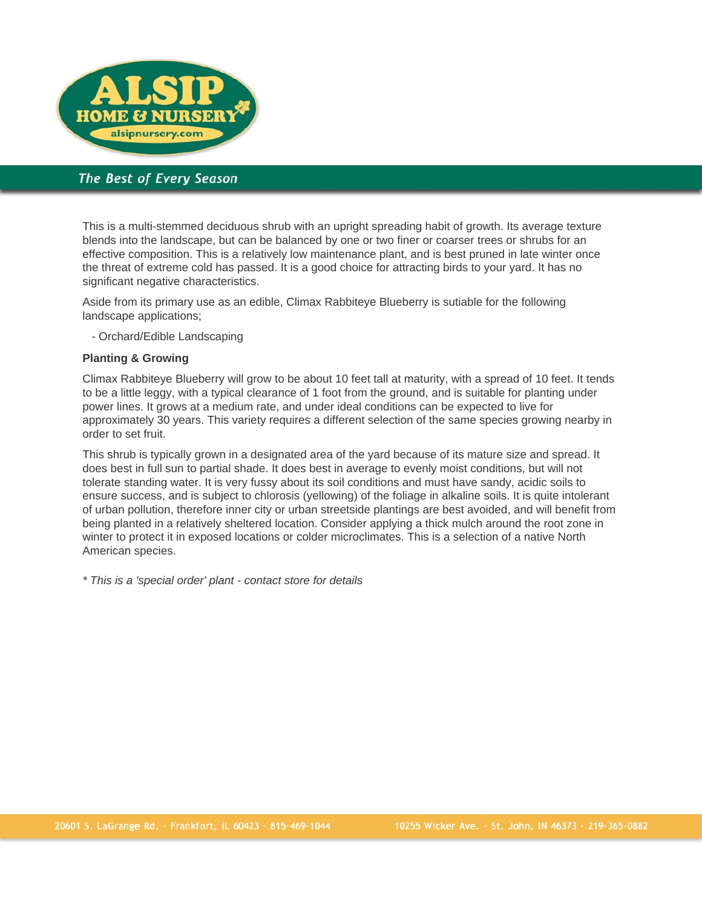This is a multi-stemmed deciduous shrub with an upright spreading habit of growth. Its average texture blends into the landscape, but can be balanced by one or two finer or coarser trees or shrubs for an effective composition. This is a relatively low maintenance plant, and is best pruned in late winter once the threat of extreme cold has passed. It is a good choice for attracting birds to your yard. It has no significant negative characteristics.

Aside from its primary use as an edible, Climax Rabbiteye Blueberry is sutiable for the following landscape applications;

- Orchard/Edible Landscaping

**Planting & Growing**

Climax Rabbiteye Blueberry will grow to be about 10 feet tall at maturity, with a spread of 10 feet. It tends to be a little leggy, with a typical clearance of 1 foot from the ground, and is suitable for planting under power lines. It grows at a medium rate, and under ideal conditions can be expected to live for approximately 30 years. This variety requires a different selection of the same species growing nearby in order to set fruit.

This shrub is typically grown in a designated area of the yard because of its mature size and spread. It does best in full sun to partial shade. It does best in average to evenly moist conditions, but will not tolerate standing water. It is very fussy about its soil conditions and must have sandy, acidic soils to ensure success, and is subject to chlorosis (yellowing) of the foliage in alkaline soils. It is quite intolerant of urban pollution, therefore inner city or urban streetside plantings are best avoided, and will benefit from being planted in a relatively sheltered location. Consider applying a thick mulch around the root zone in winter to protect it in exposed locations or colder microclimates. This is a selection of a native North American species.

*\* This is a 'special order' plant - contact store for details*